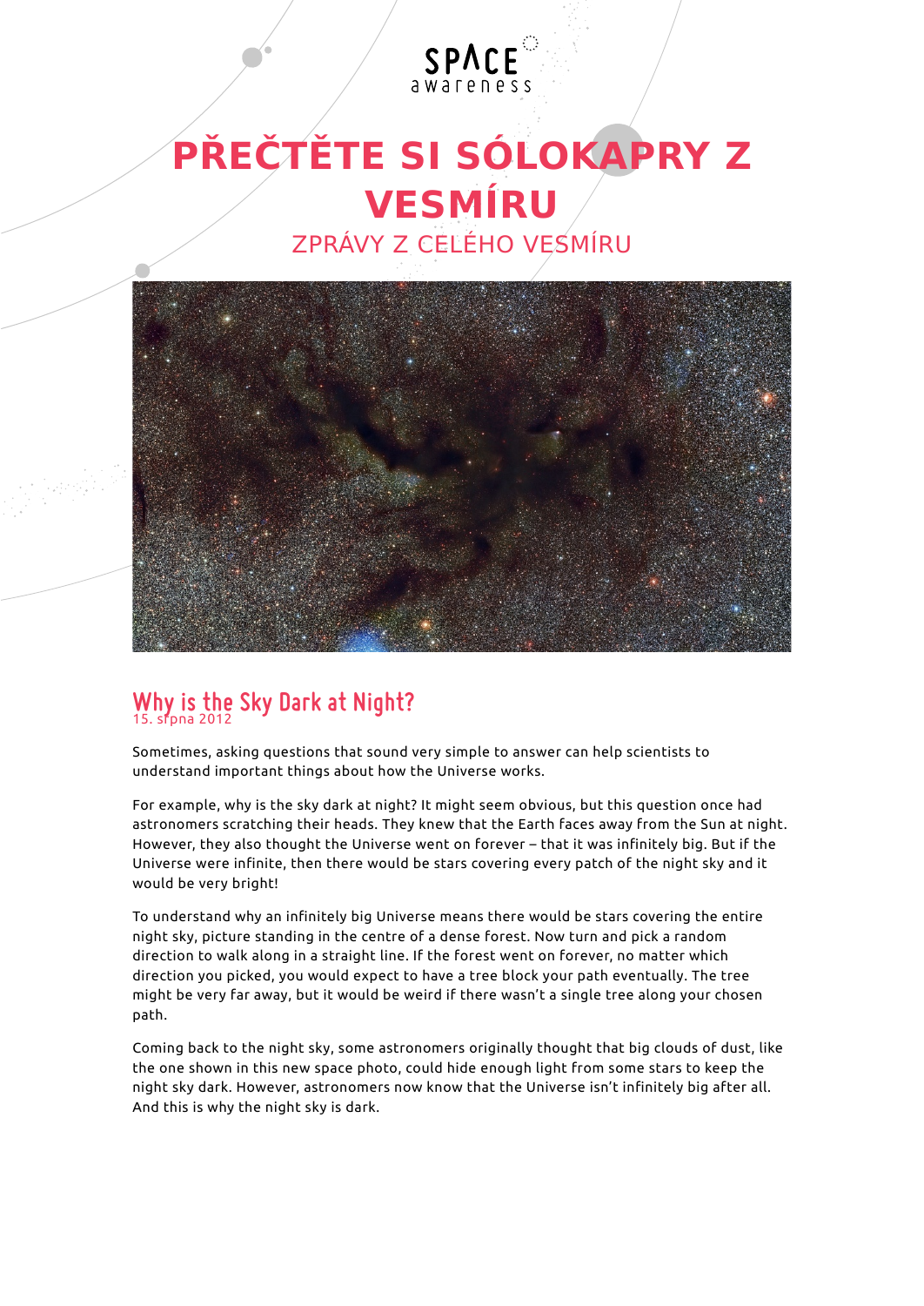SPACE awareness

# PŘEČTĚTE SI SÓLOKAPRY Z VESMÍRU

ZPRÁVY Z CELÉHO VESMÍRU

## Why is the Sky Dark at Night?

15. srpna 2012

Sometimes, asking questions that sound very simple to answer can help scientists to understand important things about how the Universe works.

For example, why is the sky dark at night? It might seem obvious, but this question once had astronomers scratching their heads. They knew that the Earth faces away from the Sun at night. However, they also thought the Universe went on forever – that it was infinitely big. But if the Universe were infinite, then there would be stars covering every patch of the night sky and it would be very bright!

To understand why an infinitely big Universe means there would be stars covering the entire night sky, picture standing in the centre of a dense forest. Now turn and pick a random direction to walk along in a straight line. If the forest went on forever, no matter which direction you picked, you would expect to have a tree block your path eventually. The tree might be very far away, but it would be weird if there wasn't a single tree along your chosen path.

Coming back to the night sky, some astronomers originally thought that big clouds of dust, like the one shown in this new space photo, could hide enough light from some stars to keep the night sky dark. However, astronomers now know that the Universe isn't infinitely big after all. And this is why the night sky is dark.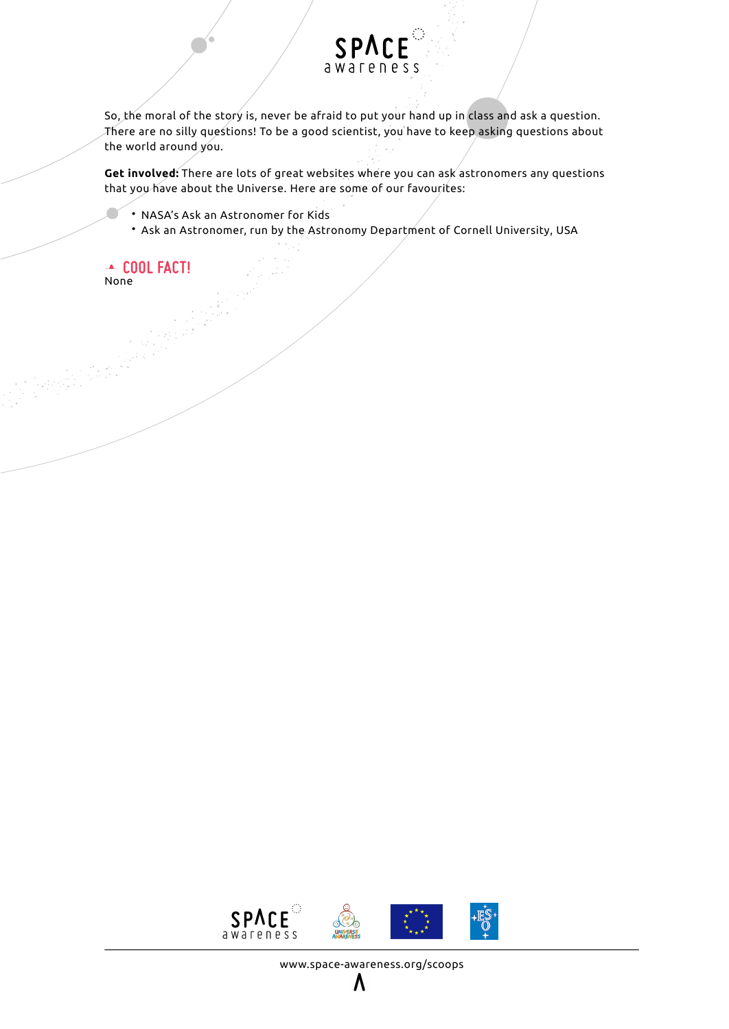So, the moral of the story is, never be afraid to put your hand up in class and ask a question. There are no silly questions! To be a good scientist, you have to keep asking questions about the world around you.

**Get involved:** There are lots of great websites where you can ask astronomers any questions that you have about the Universe. Here are some of our favourites:

- NASA's Ask an Astronomer for Kids
- Ask an Astronomer, run by the Astronomy Department of Cornell University, USA

## COOL FACT!

None

www.space-awareness.org/scoops